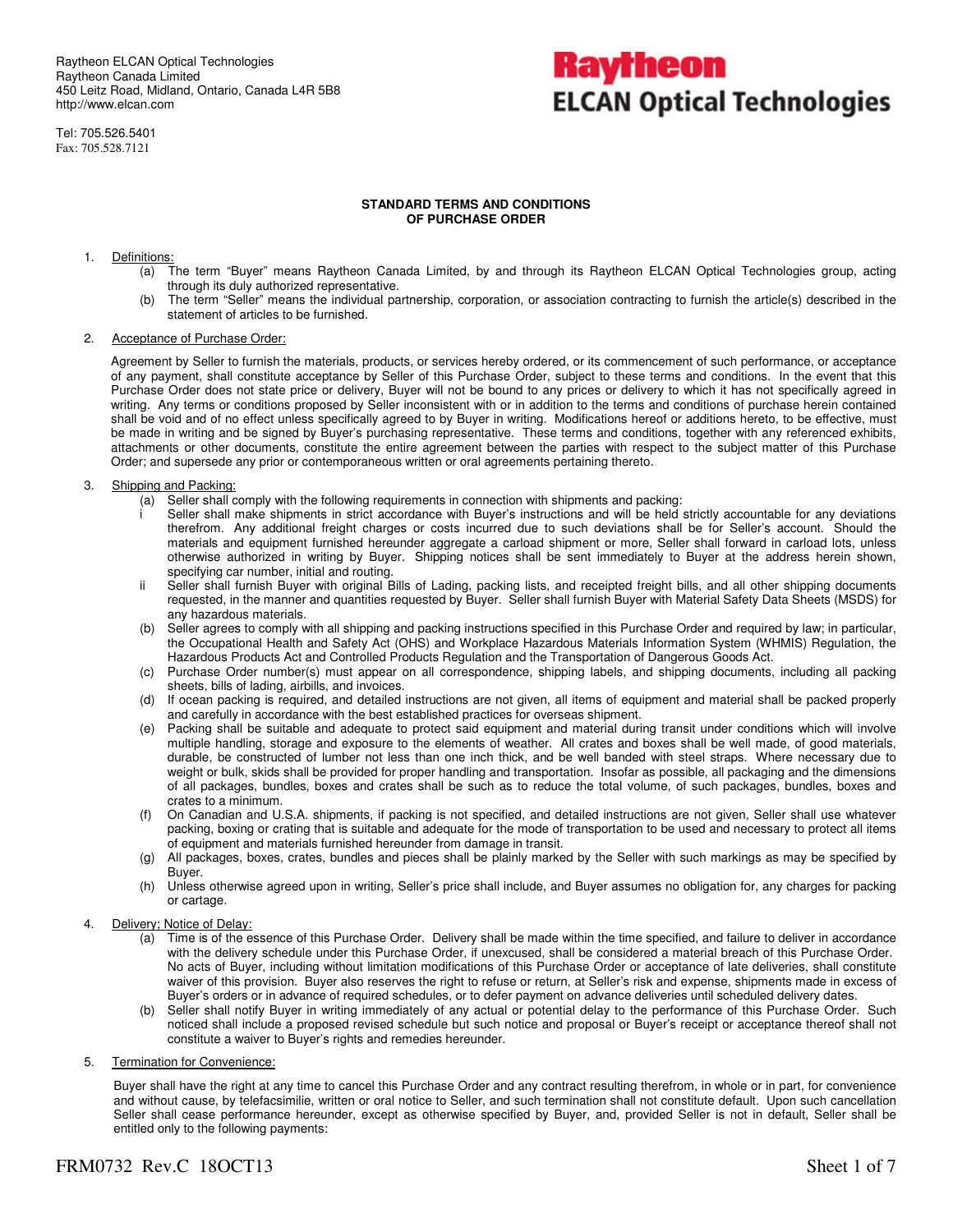Raytheon ELCAN Optical Technologies
Raytheon Canada Limited
450 Leitz Road, Midland, Ontario, Canada L4R 5B8
http://www.elcan.com

Tel: 705.526.5401
Fax: 705.528.7121

**Raytheon**
**ELCAN Optical Technologies**

## STANDARD TERMS AND CONDITIONS OF PURCHASE ORDER

1. Definitions:
   - (a) The term "Buyer" means Raytheon Canada Limited, by and through its Raytheon ELCAN Optical Technologies group, acting through its duly authorized representative.
   - (b) The term "Seller" means the individual partnership, corporation, or association contracting to furnish the article(s) described in the statement of articles to be furnished.

2. Acceptance of Purchase Order:

   Agreement by Seller to furnish the materials, products, or services hereby ordered, or its commencement of such performance, or acceptance of any payment, shall constitute acceptance by Seller of this Purchase Order, subject to these terms and conditions. In the event that this Purchase Order does not state price or delivery, Buyer will not be bound to any prices or delivery to which it has not specifically agreed in writing. Any terms or conditions proposed by Seller inconsistent with or in addition to the terms and conditions of purchase herein contained shall be void and of no effect unless specifically agreed to by Buyer in writing. Modifications hereof or additions hereto, to be effective, must be made in writing and be signed by Buyer's purchasing representative. These terms and conditions, together with any referenced exhibits, attachments or other documents, constitute the entire agreement between the parties with respect to the subject matter of this Purchase Order; and supersede any prior or contemporaneous written or oral agreements pertaining thereto.

3. Shipping and Packing:
   - (a) Seller shall comply with the following requirements in connection with shipments and packing:
     - i Seller shall make shipments in strict accordance with Buyer's instructions and will be held strictly accountable for any deviations therefrom. Any additional freight charges or costs incurred due to such deviations shall be for Seller's account. Should the materials and equipment furnished hereunder aggregate a carload shipment or more, Seller shall forward in carload lots, unless otherwise authorized in writing by Buyer. Shipping notices shall be sent immediately to Buyer at the address herein shown, specifying car number, initial and routing.
     - ii Seller shall furnish Buyer with original Bills of Lading, packing lists, and receipted freight bills, and all other shipping documents requested, in the manner and quantities requested by Buyer. Seller shall furnish Buyer with Material Safety Data Sheets (MSDS) for any hazardous materials.
   - (b) Seller agrees to comply with all shipping and packing instructions specified in this Purchase Order and required by law; in particular, the Occupational Health and Safety Act (OHS) and Workplace Hazardous Materials Information System (WHMIS) Regulation, the Hazardous Products Act and Controlled Products Regulation and the Transportation of Dangerous Goods Act.
   - (c) Purchase Order number(s) must appear on all correspondence, shipping labels, and shipping documents, including all packing sheets, bills of lading, airbills, and invoices.
   - (d) If ocean packing is required, and detailed instructions are not given, all items of equipment and material shall be packed properly and carefully in accordance with the best established practices for overseas shipment.
   - (e) Packing shall be suitable and adequate to protect said equipment and material during transit under conditions which will involve multiple handling, storage and exposure to the elements of weather. All crates and boxes shall be well made, of good materials, durable, be constructed of lumber not less than one inch thick, and be well banded with steel straps. Where necessary due to weight or bulk, skids shall be provided for proper handling and transportation. Insofar as possible, all packaging and the dimensions of all packages, bundles, boxes and crates shall be such as to reduce the total volume, of such packages, bundles, boxes and crates to a minimum.
   - (f) On Canadian and U.S.A. shipments, if packing is not specified, and detailed instructions are not given, Seller shall use whatever packing, boxing or crating that is suitable and adequate for the mode of transportation to be used and necessary to protect all items of equipment and materials furnished hereunder from damage in transit.
   - (g) All packages, boxes, crates, bundles and pieces shall be plainly marked by the Seller with such markings as may be specified by Buyer.
   - (h) Unless otherwise agreed upon in writing, Seller's price shall include, and Buyer assumes no obligation for, any charges for packing or cartage.

4. Delivery; Notice of Delay:
   - (a) Time is of the essence of this Purchase Order. Delivery shall be made within the time specified, and failure to deliver in accordance with the delivery schedule under this Purchase Order, if unexcused, shall be considered a material breach of this Purchase Order. No acts of Buyer, including without limitation modifications of this Purchase Order or acceptance of late deliveries, shall constitute waiver of this provision. Buyer also reserves the right to refuse or return, at Seller's risk and expense, shipments made in excess of Buyer's orders or in advance of required schedules, or to defer payment on advance deliveries until scheduled delivery dates.
   - (b) Seller shall notify Buyer in writing immediately of any actual or potential delay to the performance of this Purchase Order. Such noticed shall include a proposed revised schedule but such notice and proposal or Buyer's receipt or acceptance thereof shall not constitute a waiver to Buyer's rights and remedies hereunder.

5. Termination for Convenience:

   Buyer shall have the right at any time to cancel this Purchase Order and any contract resulting therefrom, in whole or in part, for convenience and without cause, by telefacsimilie, written or oral notice to Seller, and such termination shall not constitute default. Upon such cancellation Seller shall cease performance hereunder, except as otherwise specified by Buyer, and, provided Seller is not in default, Seller shall be entitled only to the following payments:

FRM0732 Rev.C 18OCT13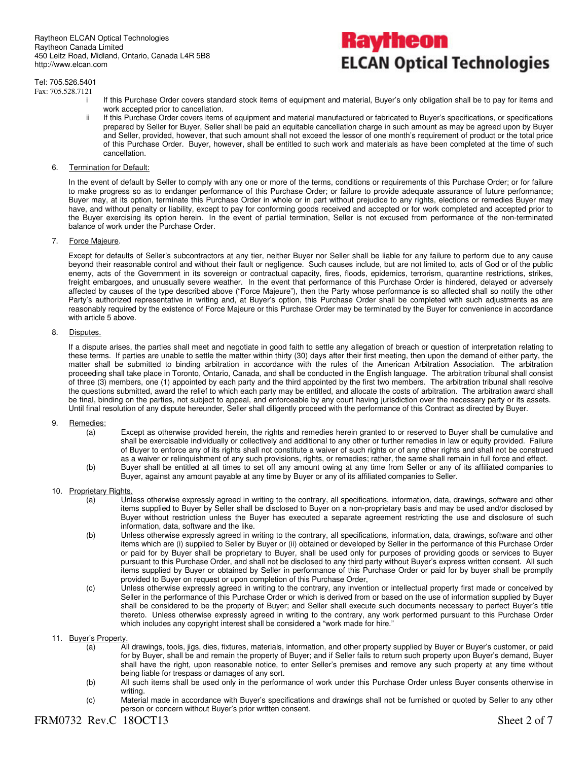i If this Purchase Order covers standard stock items of equipment and material, Buyer's only obligation shall be to pay for items and work accepted prior to cancellation.

ii If this Purchase Order covers items of equipment and material manufactured or fabricated to Buyer's specifications, or specifications prepared by Seller for Buyer, Seller shall be paid an equitable cancellation charge in such amount as may be agreed upon by Buyer and Seller, provided, however, that such amount shall not exceed the lessor of one month's requirement of product or the total price of this Purchase Order. Buyer, however, shall be entitled to such work and materials as have been completed at the time of such cancellation.

6. <u>Termination for Default:</u>

In the event of default by Seller to comply with any one or more of the terms, conditions or requirements of this Purchase Order; or for failure to make progress so as to endanger performance of this Purchase Order; or failure to provide adequate assurance of future performance; Buyer may, at its option, terminate this Purchase Order in whole or in part without prejudice to any rights, elections or remedies Buyer may have, and without penalty or liability, except to pay for conforming goods received and accepted or for work completed and accepted prior to the Buyer exercising its option herein. In the event of partial termination, Seller is not excused from performance of the non-terminated balance of work under the Purchase Order.

7. <u>Force Majeure</u>.

Except for defaults of Seller's subcontractors at any tier, neither Buyer nor Seller shall be liable for any failure to perform due to any cause beyond their reasonable control and without their fault or negligence. Such causes include, but are not limited to, acts of God or of the public enemy, acts of the Government in its sovereign or contractual capacity, fires, floods, epidemics, terrorism, quarantine restrictions, strikes, freight embargoes, and unusually severe weather. In the event that performance of this Purchase Order is hindered, delayed or adversely affected by causes of the type described above ("Force Majeure"), then the Party whose performance is so affected shall so notify the other Party's authorized representative in writing and, at Buyer's option, this Purchase Order shall be completed with such adjustments as are reasonably required by the existence of Force Majeure or this Purchase Order may be terminated by the Buyer for convenience in accordance with article 5 above.

8. <u>Disputes.</u>

If a dispute arises, the parties shall meet and negotiate in good faith to settle any allegation of breach or question of interpretation relating to these terms. If parties are unable to settle the matter within thirty (30) days after their first meeting, then upon the demand of either party, the matter shall be submitted to binding arbitration in accordance with the rules of the American Arbitration Association. The arbitration proceeding shall take place in Toronto, Ontario, Canada, and shall be conducted in the English language. The arbitration tribunal shall consist of three (3) members, one (1) appointed by each party and the third appointed by the first two members. The arbitration tribunal shall resolve the questions submitted, award the relief to which each party may be entitled, and allocate the costs of arbitration. The arbitration award shall be final, binding on the parties, not subject to appeal, and enforceable by any court having jurisdiction over the necessary party or its assets. Until final resolution of any dispute hereunder, Seller shall diligently proceed with the performance of this Contract as directed by Buyer.

9. <u>Remedies:</u>

(a) Except as otherwise provided herein, the rights and remedies herein granted to or reserved to Buyer shall be cumulative and shall be exercisable individually or collectively and additional to any other or further remedies in law or equity provided. Failure of Buyer to enforce any of its rights shall not constitute a waiver of such rights or of any other rights and shall not be construed as a waiver or relinquishment of any such provisions, rights, or remedies; rather, the same shall remain in full force and effect.

(b) Buyer shall be entitled at all times to set off any amount owing at any time from Seller or any of its affiliated companies to Buyer, against any amount payable at any time by Buyer or any of its affiliated companies to Seller.

10. <u>Proprietary Rights.</u>

(a) Unless otherwise expressly agreed in writing to the contrary, all specifications, information, data, drawings, software and other items supplied to Buyer by Seller shall be disclosed to Buyer on a non-proprietary basis and may be used and/or disclosed by Buyer without restriction unless the Buyer has executed a separate agreement restricting the use and disclosure of such information, data, software and the like.

(b) Unless otherwise expressly agreed in writing to the contrary, all specifications, information, data, drawings, software and other items which are (i) supplied to Seller by Buyer or (ii) obtained or developed by Seller in the performance of this Purchase Order or paid for by Buyer shall be proprietary to Buyer, shall be used only for purposes of providing goods or services to Buyer pursuant to this Purchase Order, and shall not be disclosed to any third party without Buyer's express written consent. All such items supplied by Buyer or obtained by Seller in performance of this Purchase Order or paid for by buyer shall be promptly provided to Buyer on request or upon completion of this Purchase Order,

(c) Unless otherwise expressly agreed in writing to the contrary, any invention or intellectual property first made or conceived by Seller in the performance of this Purchase Order or which is derived from or based on the use of information supplied by Buyer shall be considered to be the property of Buyer; and Seller shall execute such documents necessary to perfect Buyer's title thereto. Unless otherwise expressly agreed in writing to the contrary, any work performed pursuant to this Purchase Order which includes any copyright interest shall be considered a "work made for hire."

11. <u>Buyer's Property.</u>

(a) All drawings, tools, jigs, dies, fixtures, materials, information, and other property supplied by Buyer or Buyer's customer, or paid for by Buyer, shall be and remain the property of Buyer; and if Seller fails to return such property upon Buyer's demand, Buyer shall have the right, upon reasonable notice, to enter Seller's premises and remove any such property at any time without being liable for trespass or damages of any sort.

(b) All such items shall be used only in the performance of work under this Purchase Order unless Buyer consents otherwise in writing.

(c) Material made in accordance with Buyer's specifications and drawings shall not be furnished or quoted by Seller to any other person or concern without Buyer's prior written consent.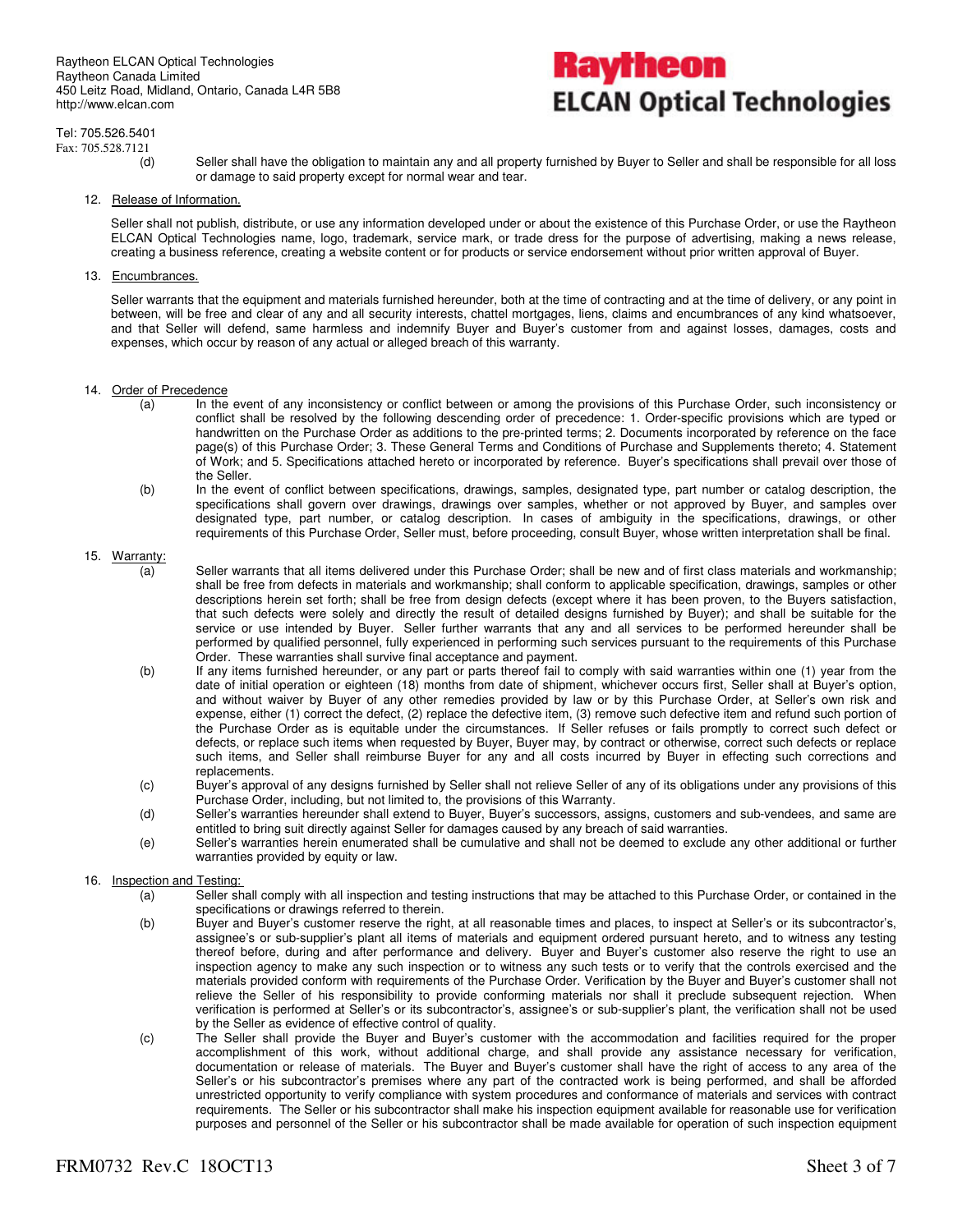(d) Seller shall have the obligation to maintain any and all property furnished by Buyer to Seller and shall be responsible for all loss or damage to said property except for normal wear and tear.

12. Release of Information.

Seller shall not publish, distribute, or use any information developed under or about the existence of this Purchase Order, or use the Raytheon ELCAN Optical Technologies name, logo, trademark, service mark, or trade dress for the purpose of advertising, making a news release, creating a business reference, creating a website content or for products or service endorsement without prior written approval of Buyer.

13. Encumbrances.

Seller warrants that the equipment and materials furnished hereunder, both at the time of contracting and at the time of delivery, or any point in between, will be free and clear of any and all security interests, chattel mortgages, liens, claims and encumbrances of any kind whatsoever, and that Seller will defend, same harmless and indemnify Buyer and Buyer's customer from and against losses, damages, costs and expenses, which occur by reason of any actual or alleged breach of this warranty.

14. Order of Precedence

(a) In the event of any inconsistency or conflict between or among the provisions of this Purchase Order, such inconsistency or conflict shall be resolved by the following descending order of precedence: 1. Order-specific provisions which are typed or handwritten on the Purchase Order as additions to the pre-printed terms; 2. Documents incorporated by reference on the face page(s) of this Purchase Order; 3. These General Terms and Conditions of Purchase and Supplements thereto; 4. Statement of Work; and 5. Specifications attached hereto or incorporated by reference. Buyer's specifications shall prevail over those of the Seller.

(b) In the event of conflict between specifications, drawings, samples, designated type, part number or catalog description, the specifications shall govern over drawings, drawings over samples, whether or not approved by Buyer, and samples over designated type, part number, or catalog description. In cases of ambiguity in the specifications, drawings, or other requirements of this Purchase Order, Seller must, before proceeding, consult Buyer, whose written interpretation shall be final.

15. Warranty:

(a) Seller warrants that all items delivered under this Purchase Order; shall be new and of first class materials and workmanship; shall be free from defects in materials and workmanship; shall conform to applicable specification, drawings, samples or other descriptions herein set forth; shall be free from design defects (except where it has been proven, to the Buyers satisfaction, that such defects were solely and directly the result of detailed designs furnished by Buyer); and shall be suitable for the service or use intended by Buyer. Seller further warrants that any and all services to be performed hereunder shall be performed by qualified personnel, fully experienced in performing such services pursuant to the requirements of this Purchase Order. These warranties shall survive final acceptance and payment.

(b) If any items furnished hereunder, or any part or parts thereof fail to comply with said warranties within one (1) year from the date of initial operation or eighteen (18) months from date of shipment, whichever occurs first, Seller shall at Buyer's option, and without waiver by Buyer of any other remedies provided by law or by this Purchase Order, at Seller's own risk and expense, either (1) correct the defect, (2) replace the defective item, (3) remove such defective item and refund such portion of the Purchase Order as is equitable under the circumstances. If Seller refuses or fails promptly to correct such defect or defects, or replace such items when requested by Buyer, Buyer may, by contract or otherwise, correct such defects or replace such items, and Seller shall reimburse Buyer for any and all costs incurred by Buyer in effecting such corrections and replacements.

(c) Buyer's approval of any designs furnished by Seller shall not relieve Seller of any of its obligations under any provisions of this Purchase Order, including, but not limited to, the provisions of this Warranty.

(d) Seller's warranties hereunder shall extend to Buyer, Buyer's successors, assigns, customers and sub-vendees, and same are entitled to bring suit directly against Seller for damages caused by any breach of said warranties.

(e) Seller's warranties herein enumerated shall be cumulative and shall not be deemed to exclude any other additional or further warranties provided by equity or law.

16. Inspection and Testing:

(a) Seller shall comply with all inspection and testing instructions that may be attached to this Purchase Order, or contained in the specifications or drawings referred to therein.

(b) Buyer and Buyer's customer reserve the right, at all reasonable times and places, to inspect at Seller's or its subcontractor's, assignee's or sub-supplier's plant all items of materials and equipment ordered pursuant hereto, and to witness any testing thereof before, during and after performance and delivery. Buyer and Buyer's customer also reserve the right to use an inspection agency to make any such inspection or to witness any such tests or to verify that the controls exercised and the materials provided conform with requirements of the Purchase Order. Verification by the Buyer and Buyer's customer shall not relieve the Seller of his responsibility to provide conforming materials nor shall it preclude subsequent rejection. When verification is performed at Seller's or its subcontractor's, assignee's or sub-supplier's plant, the verification shall not be used by the Seller as evidence of effective control of quality.

(c) The Seller shall provide the Buyer and Buyer's customer with the accommodation and facilities required for the proper accomplishment of this work, without additional charge, and shall provide any assistance necessary for verification, documentation or release of materials. The Buyer and Buyer's customer shall have the right of access to any area of the Seller's or his subcontractor's premises where any part of the contracted work is being performed, and shall be afforded unrestricted opportunity to verify compliance with system procedures and conformance of materials and services with contract requirements. The Seller or his subcontractor shall make his inspection equipment available for reasonable use for verification purposes and personnel of the Seller or his subcontractor shall be made available for operation of such inspection equipment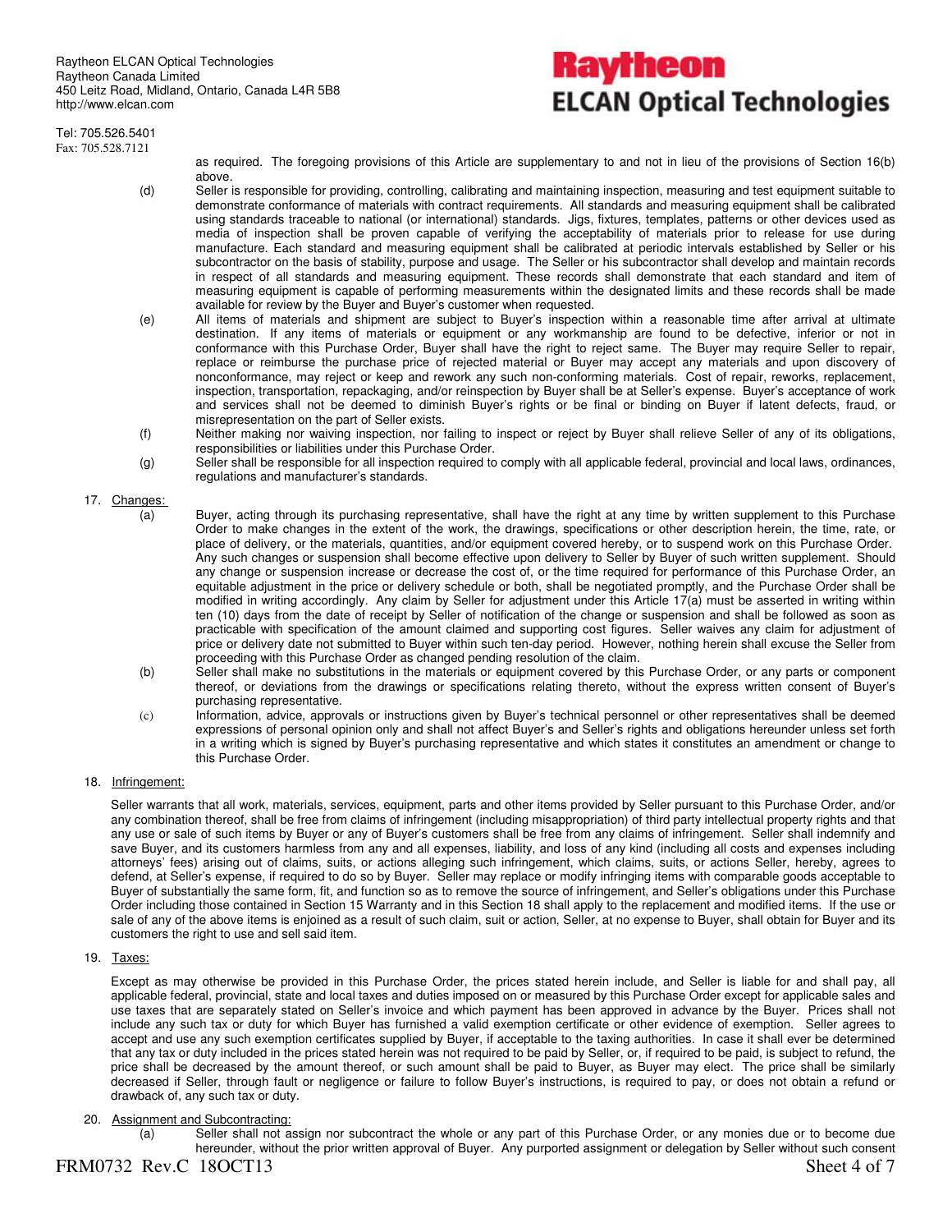as required. The foregoing provisions of this Article are supplementary to and not in lieu of the provisions of Section 16(b) above.

(d) Seller is responsible for providing, controlling, calibrating and maintaining inspection, measuring and test equipment suitable to demonstrate conformance of materials with contract requirements. All standards and measuring equipment shall be calibrated using standards traceable to national (or international) standards. Jigs, fixtures, templates, patterns or other devices used as media of inspection shall be proven capable of verifying the acceptability of materials prior to release for use during manufacture. Each standard and measuring equipment shall be calibrated at periodic intervals established by Seller or his subcontractor on the basis of stability, purpose and usage. The Seller or his subcontractor shall develop and maintain records in respect of all standards and measuring equipment. These records shall demonstrate that each standard and item of measuring equipment is capable of performing measurements within the designated limits and these records shall be made available for review by the Buyer and Buyer's customer when requested.

(e) All items of materials and shipment are subject to Buyer's inspection within a reasonable time after arrival at ultimate destination. If any items of materials or equipment or any workmanship are found to be defective, inferior or not in conformance with this Purchase Order, Buyer shall have the right to reject same. The Buyer may require Seller to repair, replace or reimburse the purchase price of rejected material or Buyer may accept any materials and upon discovery of nonconformance, may reject or keep and rework any such non-conforming materials. Cost of repair, reworks, replacement, inspection, transportation, repackaging, and/or reinspection by Buyer shall be at Seller's expense. Buyer's acceptance of work and services shall not be deemed to diminish Buyer's rights or be final or binding on Buyer if latent defects, fraud, or misrepresentation on the part of Seller exists.

(f) Neither making nor waiving inspection, nor failing to inspect or reject by Buyer shall relieve Seller of any of its obligations, responsibilities or liabilities under this Purchase Order.

(g) Seller shall be responsible for all inspection required to comply with all applicable federal, provincial and local laws, ordinances, regulations and manufacturer's standards.

17. Changes:

(a) Buyer, acting through its purchasing representative, shall have the right at any time by written supplement to this Purchase Order to make changes in the extent of the work, the drawings, specifications or other description herein, the time, rate, or place of delivery, or the materials, quantities, and/or equipment covered hereby, or to suspend work on this Purchase Order. Any such changes or suspension shall become effective upon delivery to Seller by Buyer of such written supplement. Should any change or suspension increase or decrease the cost of, or the time required for performance of this Purchase Order, an equitable adjustment in the price or delivery schedule or both, shall be negotiated promptly, and the Purchase Order shall be modified in writing accordingly. Any claim by Seller for adjustment under this Article 17(a) must be asserted in writing within ten (10) days from the date of receipt by Seller of notification of the change or suspension and shall be followed as soon as practicable with specification of the amount claimed and supporting cost figures. Seller waives any claim for adjustment of price or delivery date not submitted to Buyer within such ten-day period. However, nothing herein shall excuse the Seller from proceeding with this Purchase Order as changed pending resolution of the claim.

(b) Seller shall make no substitutions in the materials or equipment covered by this Purchase Order, or any parts or component thereof, or deviations from the drawings or specifications relating thereto, without the express written consent of Buyer's purchasing representative.

(c) Information, advice, approvals or instructions given by Buyer's technical personnel or other representatives shall be deemed expressions of personal opinion only and shall not affect Buyer's and Seller's rights and obligations hereunder unless set forth in a writing which is signed by Buyer's purchasing representative and which states it constitutes an amendment or change to this Purchase Order.

18. Infringement:

Seller warrants that all work, materials, services, equipment, parts and other items provided by Seller pursuant to this Purchase Order, and/or any combination thereof, shall be free from claims of infringement (including misappropriation) of third party intellectual property rights and that any use or sale of such items by Buyer or any of Buyer's customers shall be free from any claims of infringement. Seller shall indemnify and save Buyer, and its customers harmless from any and all expenses, liability, and loss of any kind (including all costs and expenses including attorneys' fees) arising out of claims, suits, or actions alleging such infringement, which claims, suits, or actions Seller, hereby, agrees to defend, at Seller's expense, if required to do so by Buyer. Seller may replace or modify infringing items with comparable goods acceptable to Buyer of substantially the same form, fit, and function so as to remove the source of infringement, and Seller's obligations under this Purchase Order including those contained in Section 15 Warranty and in this Section 18 shall apply to the replacement and modified items. If the use or sale of any of the above items is enjoined as a result of such claim, suit or action, Seller, at no expense to Buyer, shall obtain for Buyer and its customers the right to use and sell said item.

19. Taxes:

Except as may otherwise be provided in this Purchase Order, the prices stated herein include, and Seller is liable for and shall pay, all applicable federal, provincial, state and local taxes and duties imposed on or measured by this Purchase Order except for applicable sales and use taxes that are separately stated on Seller's invoice and which payment has been approved in advance by the Buyer. Prices shall not include any such tax or duty for which Buyer has furnished a valid exemption certificate or other evidence of exemption. Seller agrees to accept and use any such exemption certificates supplied by Buyer, if acceptable to the taxing authorities. In case it shall ever be determined that any tax or duty included in the prices stated herein was not required to be paid by Seller, or, if required to be paid, is subject to refund, the price shall be decreased by the amount thereof, or such amount shall be paid to Buyer, as Buyer may elect. The price shall be similarly decreased if Seller, through fault or negligence or failure to follow Buyer's instructions, is required to pay, or does not obtain a refund or drawback of, any such tax or duty.

20. Assignment and Subcontracting:

(a) Seller shall not assign nor subcontract the whole or any part of this Purchase Order, or any monies due or to become due hereunder, without the prior written approval of Buyer. Any purported assignment or delegation by Seller without such consent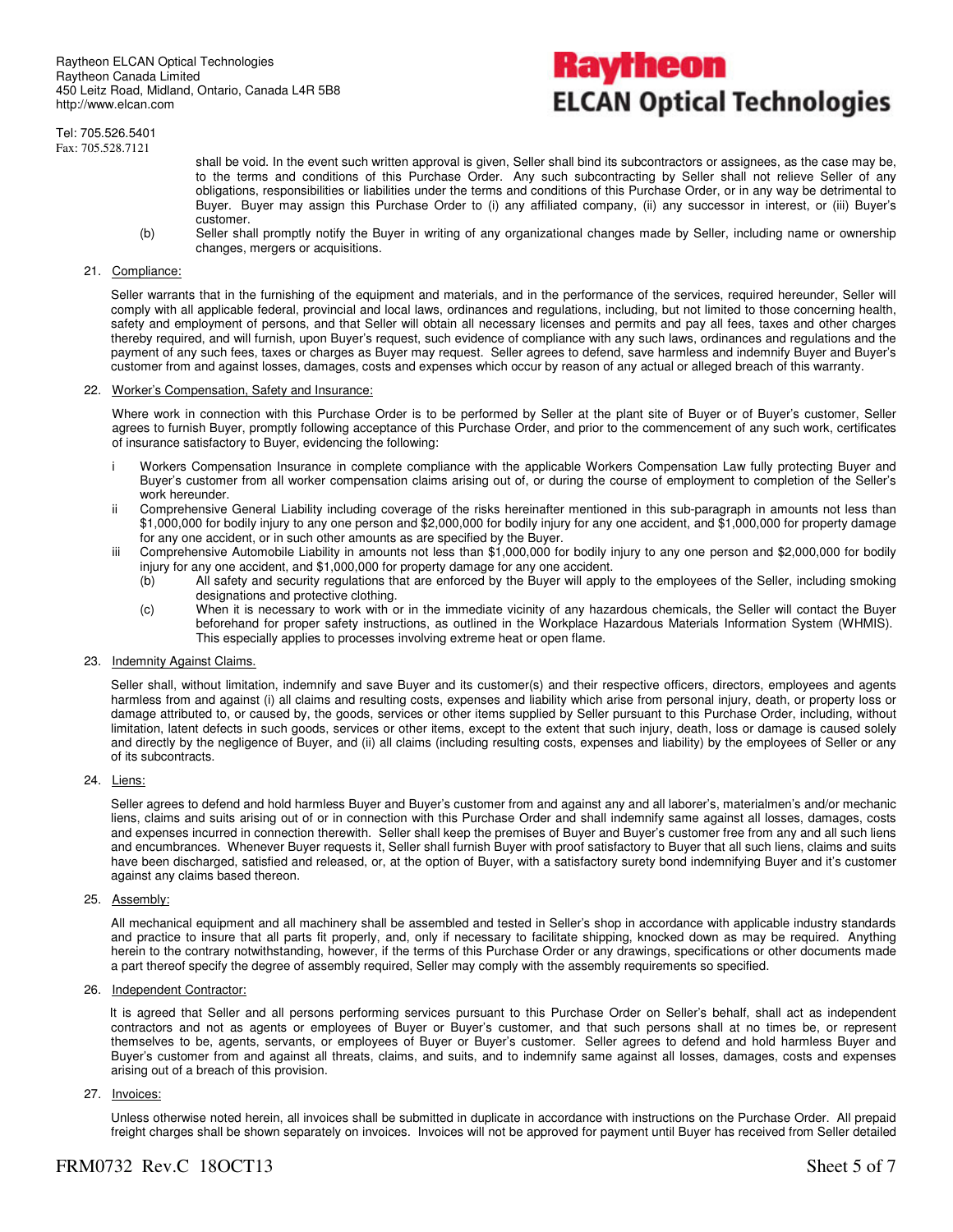shall be void. In the event such written approval is given, Seller shall bind its subcontractors or assignees, as the case may be, to the terms and conditions of this Purchase Order. Any such subcontracting by Seller shall not relieve Seller of any obligations, responsibilities or liabilities under the terms and conditions of this Purchase Order, or in any way be detrimental to Buyer. Buyer may assign this Purchase Order to (i) any affiliated company, (ii) any successor in interest, or (iii) Buyer's customer.

(b) Seller shall promptly notify the Buyer in writing of any organizational changes made by Seller, including name or ownership changes, mergers or acquisitions.

21. Compliance:

Seller warrants that in the furnishing of the equipment and materials, and in the performance of the services, required hereunder, Seller will comply with all applicable federal, provincial and local laws, ordinances and regulations, including, but not limited to those concerning health, safety and employment of persons, and that Seller will obtain all necessary licenses and permits and pay all fees, taxes and other charges thereby required, and will furnish, upon Buyer's request, such evidence of compliance with any such laws, ordinances and regulations and the payment of any such fees, taxes or charges as Buyer may request. Seller agrees to defend, save harmless and indemnify Buyer and Buyer's customer from and against losses, damages, costs and expenses which occur by reason of any actual or alleged breach of this warranty.

22. Worker's Compensation, Safety and Insurance:

Where work in connection with this Purchase Order is to be performed by Seller at the plant site of Buyer or of Buyer's customer, Seller agrees to furnish Buyer, promptly following acceptance of this Purchase Order, and prior to the commencement of any such work, certificates of insurance satisfactory to Buyer, evidencing the following:

i Workers Compensation Insurance in complete compliance with the applicable Workers Compensation Law fully protecting Buyer and Buyer's customer from all worker compensation claims arising out of, or during the course of employment to completion of the Seller's work hereunder.

ii Comprehensive General Liability including coverage of the risks hereinafter mentioned in this sub-paragraph in amounts not less than $1,000,000 for bodily injury to any one person and $2,000,000 for bodily injury for any one accident, and $1,000,000 for property damage for any one accident, or in such other amounts as are specified by the Buyer.

iii Comprehensive Automobile Liability in amounts not less than $1,000,000 for bodily injury to any one person and $2,000,000 for bodily injury for any one accident, and $1,000,000 for property damage for any one accident.

(b) All safety and security regulations that are enforced by the Buyer will apply to the employees of the Seller, including smoking designations and protective clothing.

(c) When it is necessary to work with or in the immediate vicinity of any hazardous chemicals, the Seller will contact the Buyer beforehand for proper safety instructions, as outlined in the Workplace Hazardous Materials Information System (WHMIS). This especially applies to processes involving extreme heat or open flame.

23. Indemnity Against Claims.

Seller shall, without limitation, indemnify and save Buyer and its customer(s) and their respective officers, directors, employees and agents harmless from and against (i) all claims and resulting costs, expenses and liability which arise from personal injury, death, or property loss or damage attributed to, or caused by, the goods, services or other items supplied by Seller pursuant to this Purchase Order, including, without limitation, latent defects in such goods, services or other items, except to the extent that such injury, death, loss or damage is caused solely and directly by the negligence of Buyer, and (ii) all claims (including resulting costs, expenses and liability) by the employees of Seller or any of its subcontracts.

24. Liens:

Seller agrees to defend and hold harmless Buyer and Buyer's customer from and against any and all laborer's, materialmen's and/or mechanic liens, claims and suits arising out of or in connection with this Purchase Order and shall indemnify same against all losses, damages, costs and expenses incurred in connection therewith. Seller shall keep the premises of Buyer and Buyer's customer free from any and all such liens and encumbrances. Whenever Buyer requests it, Seller shall furnish Buyer with proof satisfactory to Buyer that all such liens, claims and suits have been discharged, satisfied and released, or, at the option of Buyer, with a satisfactory surety bond indemnifying Buyer and it's customer against any claims based thereon.

25. Assembly:

All mechanical equipment and all machinery shall be assembled and tested in Seller's shop in accordance with applicable industry standards and practice to insure that all parts fit properly, and, only if necessary to facilitate shipping, knocked down as may be required. Anything herein to the contrary notwithstanding, however, if the terms of this Purchase Order or any drawings, specifications or other documents made a part thereof specify the degree of assembly required, Seller may comply with the assembly requirements so specified.

26. Independent Contractor:

It is agreed that Seller and all persons performing services pursuant to this Purchase Order on Seller's behalf, shall act as independent contractors and not as agents or employees of Buyer or Buyer's customer, and that such persons shall at no times be, or represent themselves to be, agents, servants, or employees of Buyer or Buyer's customer. Seller agrees to defend and hold harmless Buyer and Buyer's customer from and against all threats, claims, and suits, and to indemnify same against all losses, damages, costs and expenses arising out of a breach of this provision.

27. Invoices:

Unless otherwise noted herein, all invoices shall be submitted in duplicate in accordance with instructions on the Purchase Order. All prepaid freight charges shall be shown separately on invoices. Invoices will not be approved for payment until Buyer has received from Seller detailed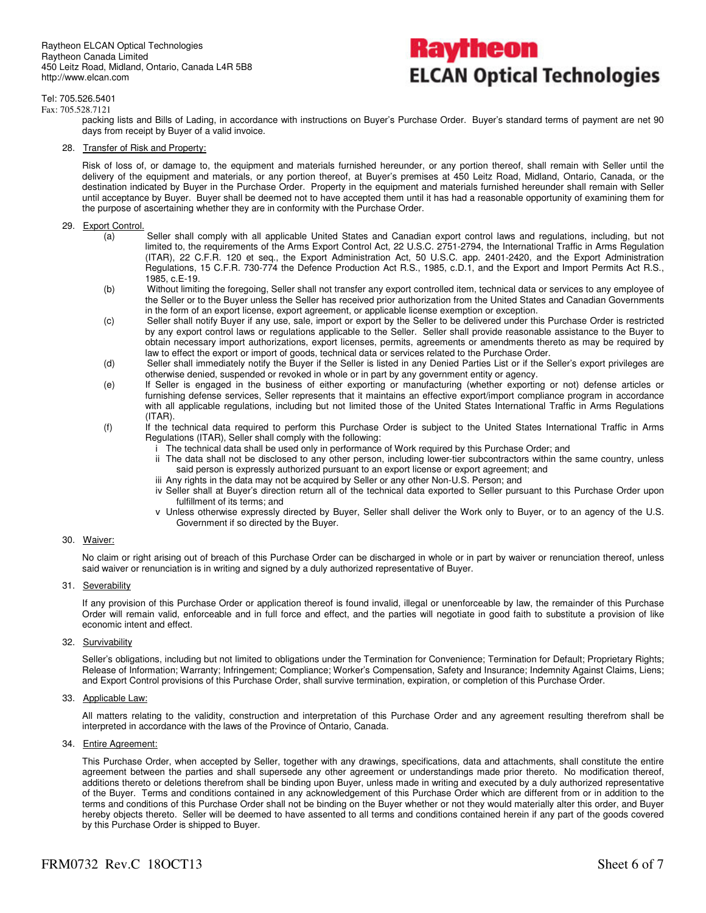packing lists and Bills of Lading, in accordance with instructions on Buyer's Purchase Order. Buyer's standard terms of payment are net 90 days from receipt by Buyer of a valid invoice.

28. Transfer of Risk and Property:

Risk of loss of, or damage to, the equipment and materials furnished hereunder, or any portion thereof, shall remain with Seller until the delivery of the equipment and materials, or any portion thereof, at Buyer's premises at 450 Leitz Road, Midland, Ontario, Canada, or the destination indicated by Buyer in the Purchase Order. Property in the equipment and materials furnished hereunder shall remain with Seller until acceptance by Buyer. Buyer shall be deemed not to have accepted them until it has had a reasonable opportunity of examining them for the purpose of ascertaining whether they are in conformity with the Purchase Order.

29. Export Control.

(a) Seller shall comply with all applicable United States and Canadian export control laws and regulations, including, but not limited to, the requirements of the Arms Export Control Act, 22 U.S.C. 2751-2794, the International Traffic in Arms Regulation (ITAR), 22 C.F.R. 120 et seq., the Export Administration Act, 50 U.S.C. app. 2401-2420, and the Export Administration Regulations, 15 C.F.R. 730-774 the Defence Production Act R.S., 1985, c.D.1, and the Export and Import Permits Act R.S., 1985, c.E-19.

(b) Without limiting the foregoing, Seller shall not transfer any export controlled item, technical data or services to any employee of the Seller or to the Buyer unless the Seller has received prior authorization from the United States and Canadian Governments in the form of an export license, export agreement, or applicable license exemption or exception.

(c) Seller shall notify Buyer if any use, sale, import or export by the Seller to be delivered under this Purchase Order is restricted by any export control laws or regulations applicable to the Seller. Seller shall provide reasonable assistance to the Buyer to obtain necessary import authorizations, export licenses, permits, agreements or amendments thereto as may be required by law to effect the export or import of goods, technical data or services related to the Purchase Order.

(d) Seller shall immediately notify the Buyer if the Seller is listed in any Denied Parties List or if the Seller's export privileges are otherwise denied, suspended or revoked in whole or in part by any government entity or agency.

(e) If Seller is engaged in the business of either exporting or manufacturing (whether exporting or not) defense articles or furnishing defense services, Seller represents that it maintains an effective export/import compliance program in accordance with all applicable regulations, including but not limited those of the United States International Traffic in Arms Regulations (ITAR).

(f) If the technical data required to perform this Purchase Order is subject to the United States International Traffic in Arms Regulations (ITAR), Seller shall comply with the following:

   i The technical data shall be used only in performance of Work required by this Purchase Order; and
   ii The data shall not be disclosed to any other person, including lower-tier subcontractors within the same country, unless said person is expressly authorized pursuant to an export license or export agreement; and
   iii Any rights in the data may not be acquired by Seller or any other Non-U.S. Person; and
   iv Seller shall at Buyer's direction return all of the technical data exported to Seller pursuant to this Purchase Order upon fulfillment of its terms; and
   v Unless otherwise expressly directed by Buyer, Seller shall deliver the Work only to Buyer, or to an agency of the U.S. Government if so directed by the Buyer.

30. Waiver:

No claim or right arising out of breach of this Purchase Order can be discharged in whole or in part by waiver or renunciation thereof, unless said waiver or renunciation is in writing and signed by a duly authorized representative of Buyer.

31. Severability

If any provision of this Purchase Order or application thereof is found invalid, illegal or unenforceable by law, the remainder of this Purchase Order will remain valid, enforceable and in full force and effect, and the parties will negotiate in good faith to substitute a provision of like economic intent and effect.

32. Survivability

Seller's obligations, including but not limited to obligations under the Termination for Convenience; Termination for Default; Proprietary Rights; Release of Information; Warranty; Infringement; Compliance; Worker's Compensation, Safety and Insurance; Indemnity Against Claims, Liens; and Export Control provisions of this Purchase Order, shall survive termination, expiration, or completion of this Purchase Order.

33. Applicable Law:

All matters relating to the validity, construction and interpretation of this Purchase Order and any agreement resulting therefrom shall be interpreted in accordance with the laws of the Province of Ontario, Canada.

34. Entire Agreement:

This Purchase Order, when accepted by Seller, together with any drawings, specifications, data and attachments, shall constitute the entire agreement between the parties and shall supersede any other agreement or understandings made prior thereto. No modification thereof, additions thereto or deletions therefrom shall be binding upon Buyer, unless made in writing and executed by a duly authorized representative of the Buyer. Terms and conditions contained in any acknowledgement of this Purchase Order which are different from or in addition to the terms and conditions of this Purchase Order shall not be binding on the Buyer whether or not they would materially alter this order, and Buyer hereby objects thereto. Seller will be deemed to have assented to all terms and conditions contained herein if any part of the goods covered by this Purchase Order is shipped to Buyer.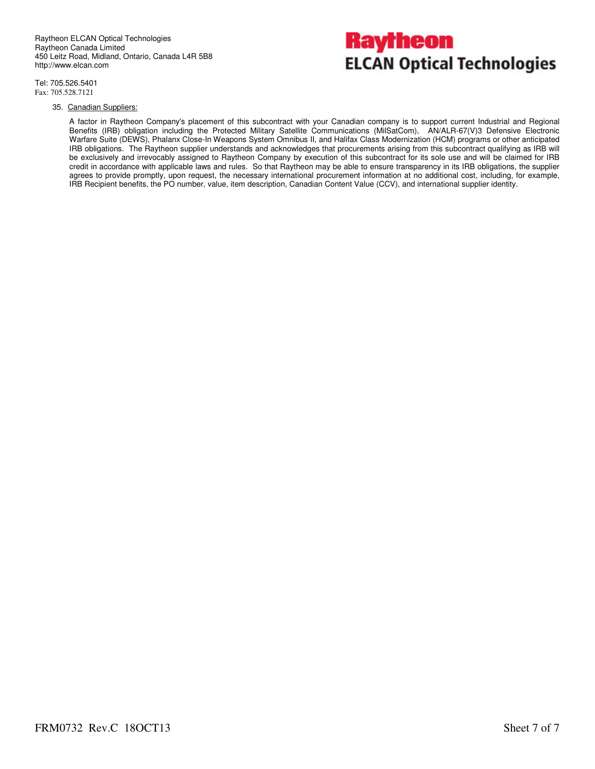35. Canadian Suppliers:

    A factor in Raytheon Company's placement of this subcontract with your Canadian company is to support current Industrial and Regional Benefits (IRB) obligation including the Protected Military Satellite Communications (MilSatCom), AN/ALR-67(V)3 Defensive Electronic Warfare Suite (DEWS), Phalanx Close-In Weapons System Omnibus II, and Halifax Class Modernization (HCM) programs or other anticipated IRB obligations. The Raytheon supplier understands and acknowledges that procurements arising from this subcontract qualifying as IRB will be exclusively and irrevocably assigned to Raytheon Company by execution of this subcontract for its sole use and will be claimed for IRB credit in accordance with applicable laws and rules. So that Raytheon may be able to ensure transparency in its IRB obligations, the supplier agrees to provide promptly, upon request, the necessary international procurement information at no additional cost, including, for example, IRB Recipient benefits, the PO number, value, item description, Canadian Content Value (CCV), and international supplier identity.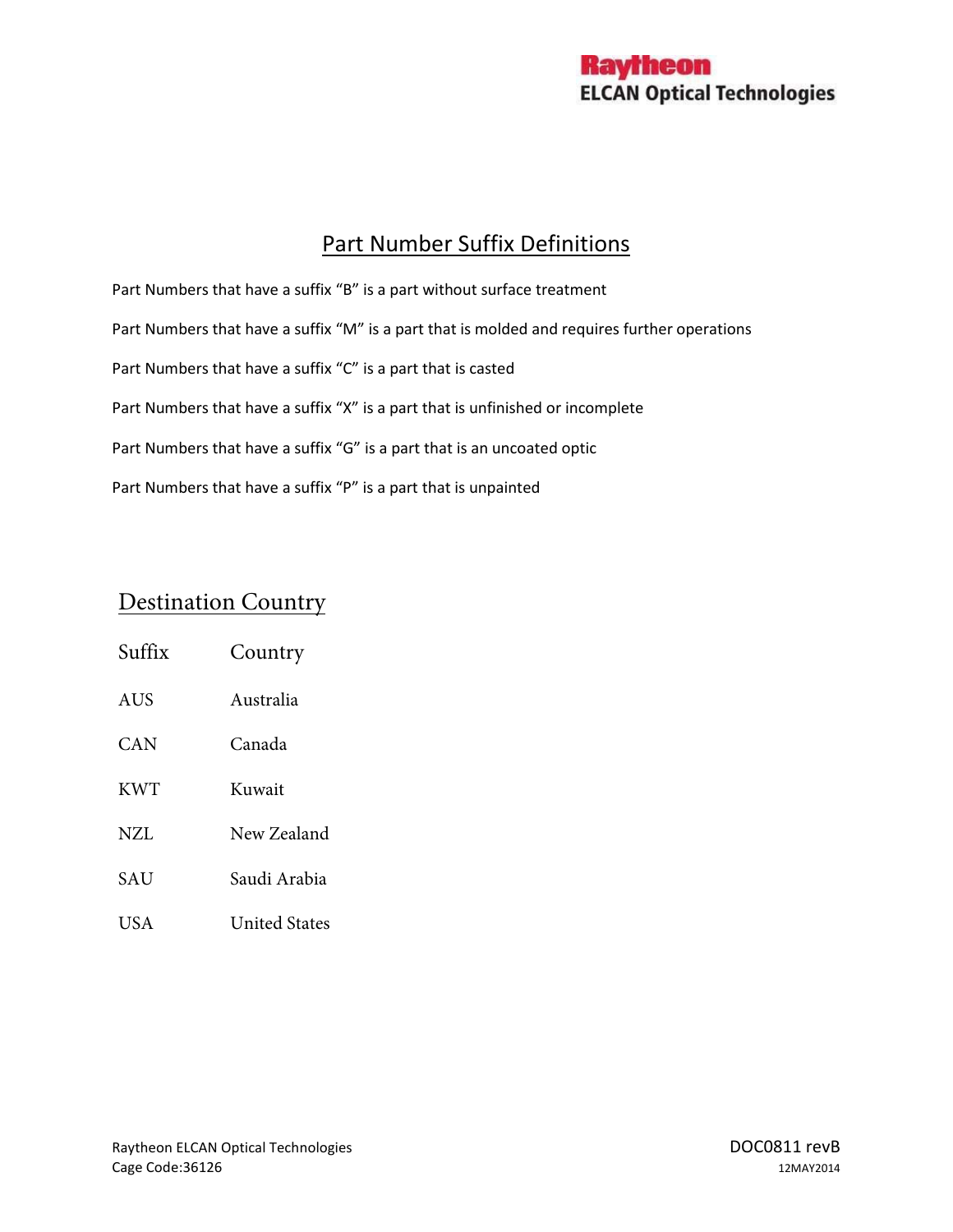Raytheon
ELCAN Optical Technologies

## Part Number Suffix Definitions

Part Numbers that have a suffix “B” is a part without surface treatment

Part Numbers that have a suffix “M” is a part that is molded and requires further operations

Part Numbers that have a suffix “C” is a part that is casted

Part Numbers that have a suffix “X” is a part that is unfinished or incomplete

Part Numbers that have a suffix “G” is a part that is an uncoated optic

Part Numbers that have a suffix “P” is a part that is unpainted

## Destination Country

| Suffix | Country |
|---|---|
| AUS | Australia |
| CAN | Canada |
| KWT | Kuwait |
| NZL | New Zealand |
| SAU | Saudi Arabia |
| USA | United States |

Raytheon ELCAN Optical Technologies
Cage Code:36126

DOC0811 revB
12MAY2014